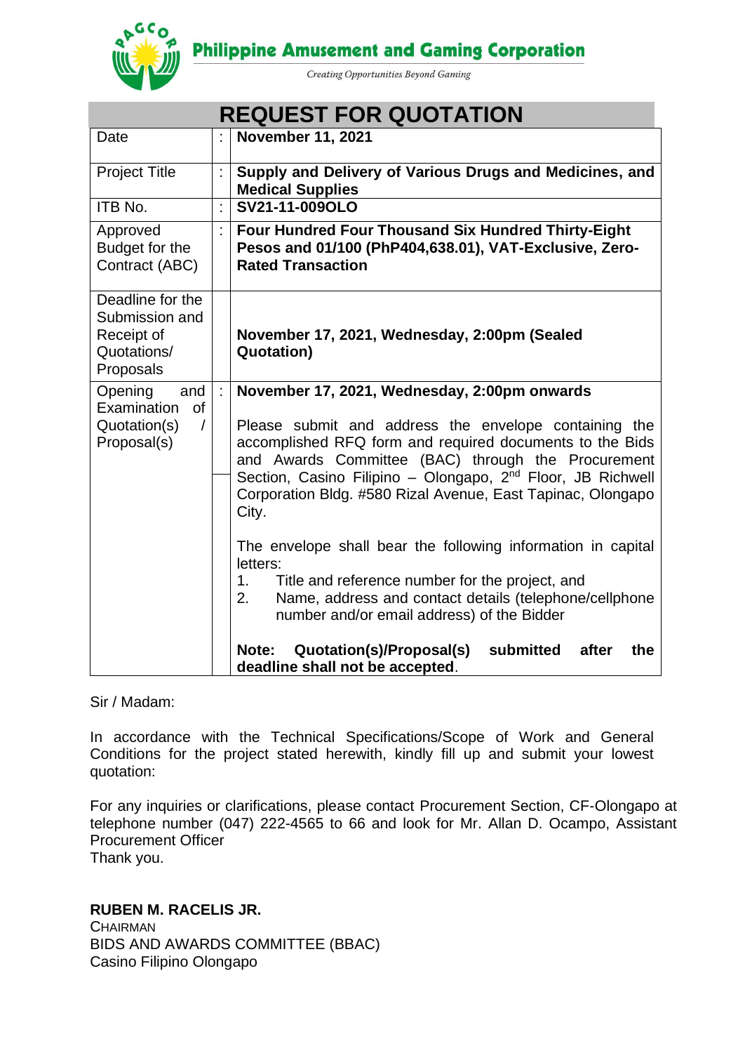**Philippine Amusement and Gaming Corporation**

*Creating Opportunities Beyond Gaming*

# REQUEST FOR QUOTATION

| | | |
|---|---|---|
| Date | : | **November 11, 2021** |
| Project Title | : | **Supply and Delivery of Various Drugs and Medicines, and Medical Supplies** |
| ITB No. | : | **SV21-11-009OLO** |
| Approved Budget for the Contract (ABC) | : | **Four Hundred Four Thousand Six Hundred Thirty-Eight Pesos and 01/100 (PhP404,638.01), VAT-Exclusive, Zero-Rated Transaction** |
| Deadline for the Submission and Receipt of Quotations/ Proposals | | **November 17, 2021, Wednesday, 2:00pm (Sealed Quotation)** |
| Opening and Examination of Quotation(s) / Proposal(s) | : | **November 17, 2021, Wednesday, 2:00pm onwards**<br><br>Please submit and address the envelope containing the accomplished RFQ form and required documents to the Bids and Awards Committee (BAC) through the Procurement Section, Casino Filipino – Olongapo, 2nd Floor, JB Richwell Corporation Bldg. #580 Rizal Avenue, East Tapinac, Olongapo City.<br><br>The envelope shall bear the following information in capital letters:<br>1. Title and reference number for the project, and<br>2. Name, address and contact details (telephone/cellphone number and/or email address) of the Bidder<br><br>**Note: Quotation(s)/Proposal(s) submitted after the deadline shall not be accepted**. |

Sir / Madam:

In accordance with the Technical Specifications/Scope of Work and General Conditions for the project stated herewith, kindly fill up and submit your lowest quotation:

For any inquiries or clarifications, please contact Procurement Section, CF-Olongapo at telephone number (047) 222-4565 to 66 and look for Mr. Allan D. Ocampo, Assistant Procurement Officer

Thank you.

**RUBEN M. RACELIS JR.**
CHAIRMAN
BIDS AND AWARDS COMMITTEE (BBAC)
Casino Filipino Olongapo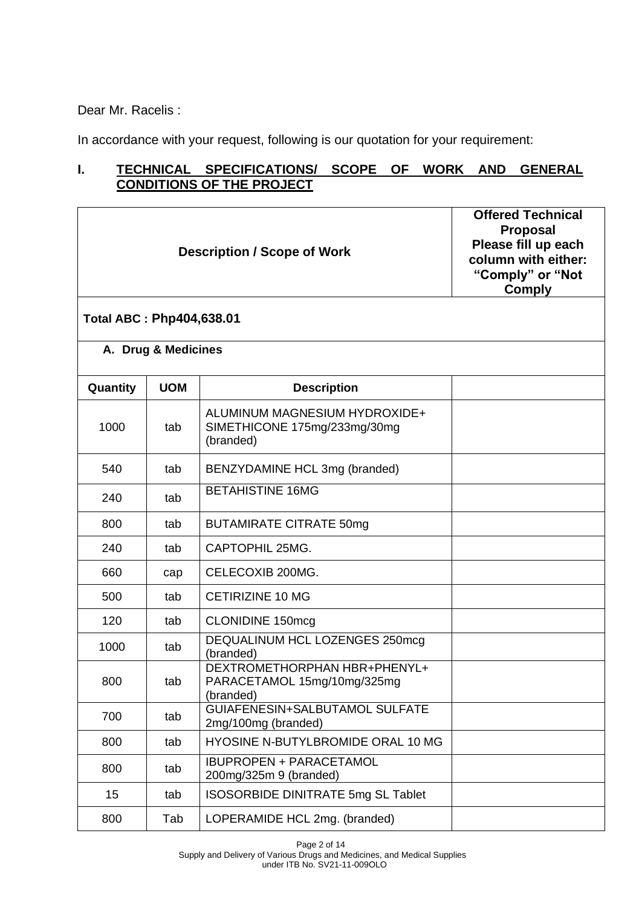Dear Mr. Racelis :

In accordance with your request, following is our quotation for your requirement:

## I. TECHNICAL SPECIFICATIONS/ SCOPE OF WORK AND GENERAL CONDITIONS OF THE PROJECT

| Description / Scope of Work | | | Offered Technical Proposal Please fill up each column with either: "Comply" or "Not Comply |
|---|---|---|---|
| **Total ABC : Php404,638.01** | | | |
| **A. Drug & Medicines** | | | |
| **Quantity** | **UOM** | **Description** | |
| 1000 | tab | ALUMINUM MAGNESIUM HYDROXIDE+ SIMETHICONE 175mg/233mg/30mg (branded) | |
| 540 | tab | BENZYDAMINE HCL 3mg (branded) | |
| 240 | tab | BETAHISTINE 16MG | |
| 800 | tab | BUTAMIRATE CITRATE 50mg | |
| 240 | tab | CAPTOPHIL 25MG. | |
| 660 | cap | CELECOXIB 200MG. | |
| 500 | tab | CETIRIZINE 10 MG | |
| 120 | tab | CLONIDINE 150mcg | |
| 1000 | tab | DEQUALINUM HCL LOZENGES 250mcg (branded) | |
| 800 | tab | DEXTROMETHORPHAN HBR+PHENYL+ PARACETAMOL 15mg/10mg/325mg (branded) | |
| 700 | tab | GUIAFENESIN+SALBUTAMOL SULFATE 2mg/100mg (branded) | |
| 800 | tab | HYOSINE N-BUTYLBROMIDE ORAL 10 MG | |
| 800 | tab | IBUPROPEN + PARACETAMOL 200mg/325m 9 (branded) | |
| 15 | tab | ISOSORBIDE DINITRATE 5mg SL Tablet | |
| 800 | Tab | LOPERAMIDE HCL 2mg. (branded) | |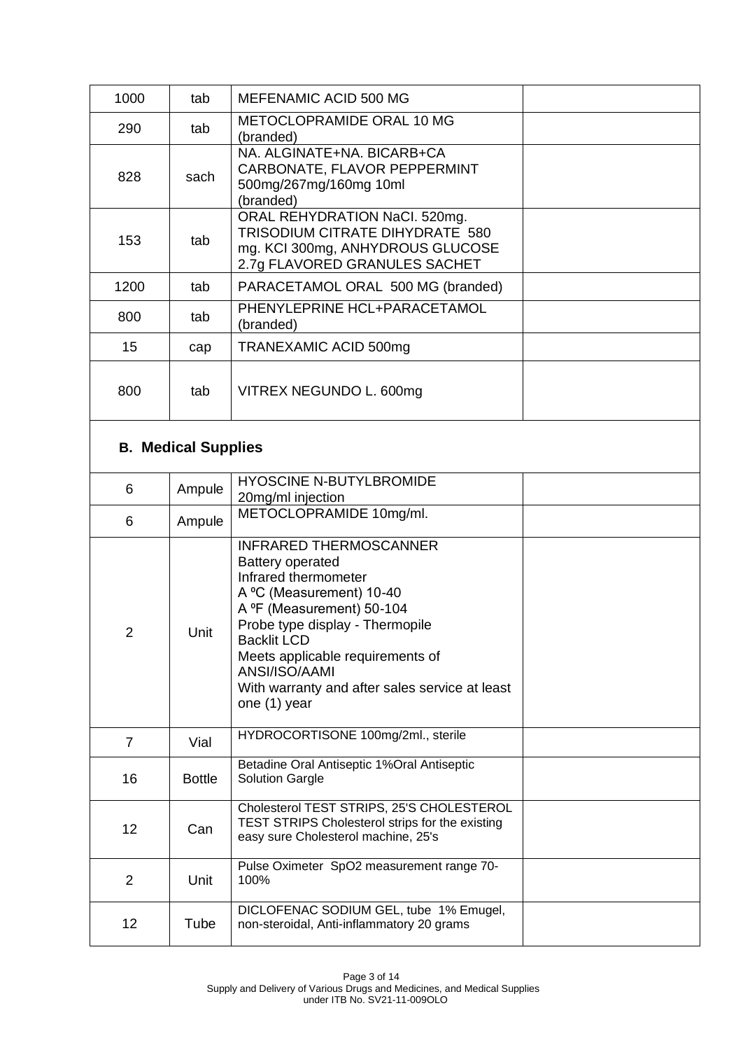| | | | |
|---|---|---|---|
| 1000 | tab | MEFENAMIC ACID 500 MG | |
| 290 | tab | METOCLOPRAMIDE ORAL 10 MG (branded) | |
| 828 | sach | NA. ALGINATE+NA. BICARB+CA CARBONATE, FLAVOR PEPPERMINT 500mg/267mg/160mg 10ml (branded) | |
| 153 | tab | ORAL REHYDRATION NaCI. 520mg. TRISODIUM CITRATE DIHYDRATE 580 mg. KCI 300mg, ANHYDROUS GLUCOSE 2.7g FLAVORED GRANULES SACHET | |
| 1200 | tab | PARACETAMOL ORAL 500 MG (branded) | |
| 800 | tab | PHENYLEPRINE HCL+PARACETAMOL (branded) | |
| 15 | cap | TRANEXAMIC ACID 500mg | |
| 800 | tab | VITREX NEGUNDO L. 600mg | |

## B. Medical Supplies

| | | | |
|---|---|---|---|
| 6 | Ampule | HYOSCINE N-BUTYLBROMIDE 20mg/ml injection | |
| 6 | Ampule | METOCLOPRAMIDE 10mg/ml. | |
| 2 | Unit | INFRARED THERMOSCANNER<br>Battery operated<br>Infrared thermometer<br>A ºC (Measurement) 10-40<br>A ºF (Measurement) 50-104<br>Probe type display - Thermopile<br>Backlit LCD<br>Meets applicable requirements of ANSI/ISO/AAMI<br>With warranty and after sales service at least one (1) year | |
| 7 | Vial | HYDROCORTISONE 100mg/2ml., sterile | |
| 16 | Bottle | Betadine Oral Antiseptic 1%Oral Antiseptic Solution Gargle | |
| 12 | Can | Cholesterol TEST STRIPS, 25'S CHOLESTEROL TEST STRIPS Cholesterol strips for the existing easy sure Cholesterol machine, 25's | |
| 2 | Unit | Pulse Oximeter SpO2 measurement range 70-100% | |
| 12 | Tube | DICLOFENAC SODIUM GEL, tube 1% Emugel, non-steroidal, Anti-inflammatory 20 grams | |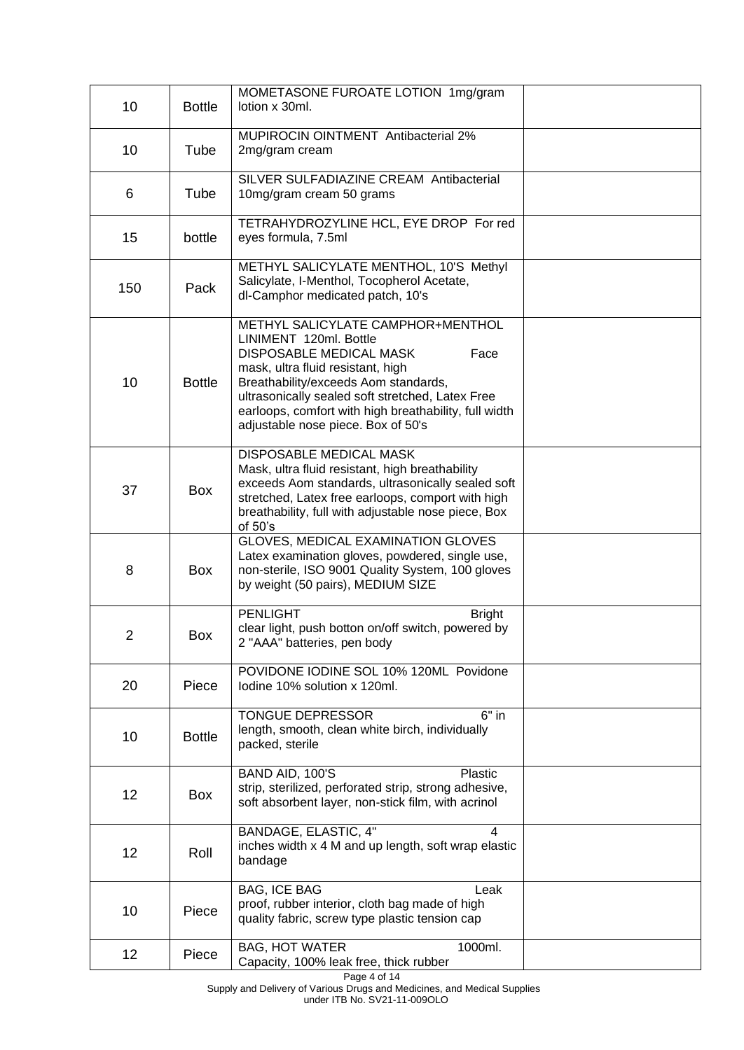| | | | |
|---|---|---|---|
| 10 | Bottle | MOMETASONE FUROATE LOTION 1mg/gram lotion x 30ml. | |
| 10 | Tube | MUPIROCIN OINTMENT Antibacterial 2% 2mg/gram cream | |
| 6 | Tube | SILVER SULFADIAZINE CREAM Antibacterial 10mg/gram cream 50 grams | |
| 15 | bottle | TETRAHYDROZYLINE HCL, EYE DROP For red eyes formula, 7.5ml | |
| 150 | Pack | METHYL SALICYLATE MENTHOL, 10'S Methyl Salicylate, I-Menthol, Tocopherol Acetate, dl-Camphor medicated patch, 10's | |
| 10 | Bottle | METHYL SALICYLATE CAMPHOR+MENTHOL LINIMENT 120ml. Bottle DISPOSABLE MEDICAL MASK Face mask, ultra fluid resistant, high Breathability/exceeds Aom standards, ultrasonically sealed soft stretched, Latex Free earloops, comfort with high breathability, full width adjustable nose piece. Box of 50's | |
| 37 | Box | DISPOSABLE MEDICAL MASK Mask, ultra fluid resistant, high breathability exceeds Aom standards, ultrasonically sealed soft stretched, Latex free earloops, comport with high breathability, full with adjustable nose piece, Box of 50's | |
| 8 | Box | GLOVES, MEDICAL EXAMINATION GLOVES Latex examination gloves, powdered, single use, non-sterile, ISO 9001 Quality System, 100 gloves by weight (50 pairs), MEDIUM SIZE | |
| 2 | Box | PENLIGHT Bright clear light, push botton on/off switch, powered by 2 "AAA" batteries, pen body | |
| 20 | Piece | POVIDONE IODINE SOL 10% 120ML Povidone Iodine 10% solution x 120ml. | |
| 10 | Bottle | TONGUE DEPRESSOR 6" in length, smooth, clean white birch, individually packed, sterile | |
| 12 | Box | BAND AID, 100'S Plastic strip, sterilized, perforated strip, strong adhesive, soft absorbent layer, non-stick film, with acrinol | |
| 12 | Roll | BANDAGE, ELASTIC, 4" 4 inches width x 4 M and up length, soft wrap elastic bandage | |
| 10 | Piece | BAG, ICE BAG Leak proof, rubber interior, cloth bag made of high quality fabric, screw type plastic tension cap | |
| 12 | Piece | BAG, HOT WATER 1000ml. Capacity, 100% leak free, thick rubber | |

Supply and Delivery of Various Drugs and Medicines, and Medical Supplies under ITB No. SV21-11-009OLO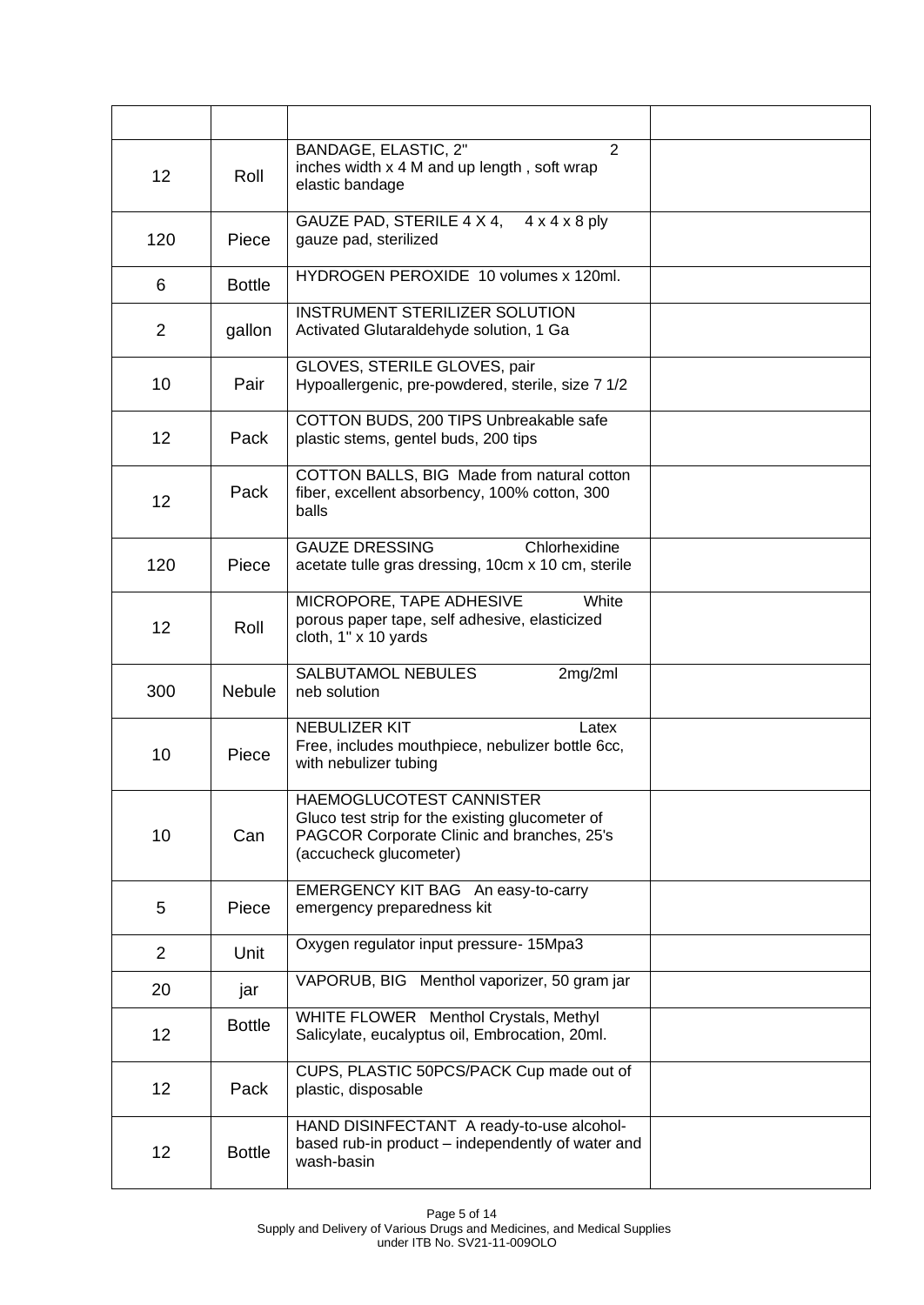| | | | |
|---|---|---|---|
| 12 | Roll | BANDAGE, ELASTIC, 2" 2 inches width x 4 M and up length , soft wrap elastic bandage | |
| 120 | Piece | GAUZE PAD, STERILE 4 X 4, 4 x 4 x 8 ply gauze pad, sterilized | |
| 6 | Bottle | HYDROGEN PEROXIDE 10 volumes x 120ml. | |
| 2 | gallon | INSTRUMENT STERILIZER SOLUTION Activated Glutaraldehyde solution, 1 Ga | |
| 10 | Pair | GLOVES, STERILE GLOVES, pair Hypoallergenic, pre-powdered, sterile, size 7 1/2 | |
| 12 | Pack | COTTON BUDS, 200 TIPS Unbreakable safe plastic stems, gentel buds, 200 tips | |
| 12 | Pack | COTTON BALLS, BIG Made from natural cotton fiber, excellent absorbency, 100% cotton, 300 balls | |
| 120 | Piece | GAUZE DRESSING Chlorhexidine acetate tulle gras dressing, 10cm x 10 cm, sterile | |
| 12 | Roll | MICROPORE, TAPE ADHESIVE White porous paper tape, self adhesive, elasticized cloth, 1" x 10 yards | |
| 300 | Nebule | SALBUTAMOL NEBULES 2mg/2ml neb solution | |
| 10 | Piece | NEBULIZER KIT Latex Free, includes mouthpiece, nebulizer bottle 6cc, with nebulizer tubing | |
| 10 | Can | HAEMOGLUCOTEST CANNISTER Gluco test strip for the existing glucometer of PAGCOR Corporate Clinic and branches, 25's (accucheck glucometer) | |
| 5 | Piece | EMERGENCY KIT BAG An easy-to-carry emergency preparedness kit | |
| 2 | Unit | Oxygen regulator input pressure- 15Mpa3 | |
| 20 | jar | VAPORUB, BIG Menthol vaporizer, 50 gram jar | |
| 12 | Bottle | WHITE FLOWER Menthol Crystals, Methyl Salicylate, eucalyptus oil, Embrocation, 20ml. | |
| 12 | Pack | CUPS, PLASTIC 50PCS/PACK Cup made out of plastic, disposable | |
| 12 | Bottle | HAND DISINFECTANT A ready-to-use alcohol-based rub-in product – independently of water and wash-basin | |

Supply and Delivery of Various Drugs and Medicines, and Medical Supplies under ITB No. SV21-11-009OLO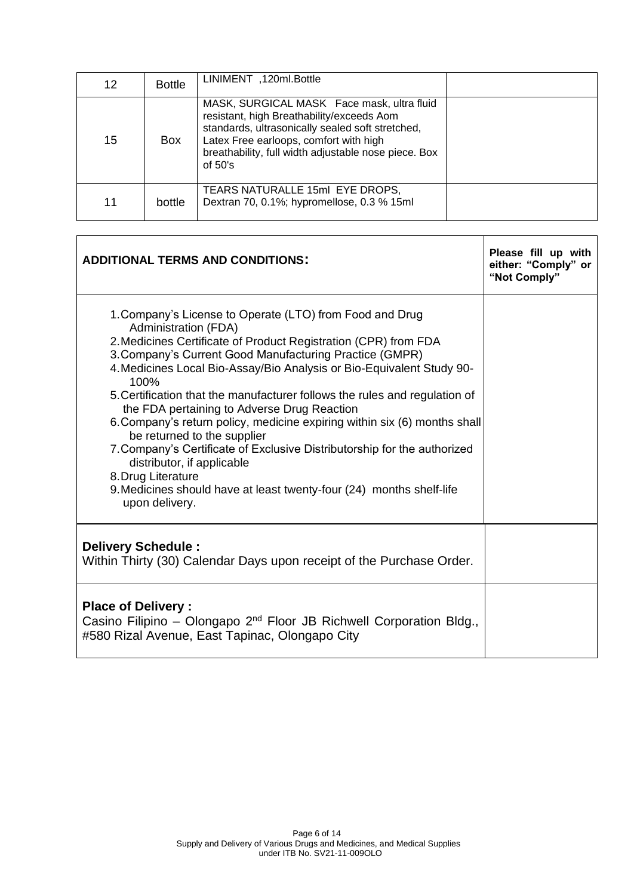| 12 | Bottle | LINIMENT ,120ml.Bottle | |
|---|---|---|---|
| 15 | Box | MASK, SURGICAL MASK Face mask, ultra fluid resistant, high Breathability/exceeds Aom standards, ultrasonically sealed soft stretched, Latex Free earloops, comfort with high breathability, full width adjustable nose piece. Box of 50's | |
| 11 | bottle | TEARS NATURALLE 15ml EYE DROPS, Dextran 70, 0.1%; hypromellose, 0.3 % 15ml | |

| **ADDITIONAL TERMS AND CONDITIONS:** | **Please fill up with either: "Comply" or "Not Comply"** |
|---|---|
| 1. Company's License to Operate (LTO) from Food and Drug Administration (FDA)<br>2. Medicines Certificate of Product Registration (CPR) from FDA<br>3. Company's Current Good Manufacturing Practice (GMPR)<br>4. Medicines Local Bio-Assay/Bio Analysis or Bio-Equivalent Study 90-100%<br>5. Certification that the manufacturer follows the rules and regulation of the FDA pertaining to Adverse Drug Reaction<br>6. Company's return policy, medicine expiring within six (6) months shall be returned to the supplier<br>7. Company's Certificate of Exclusive Distributorship for the authorized distributor, if applicable<br>8. Drug Literature<br>9. Medicines should have at least twenty-four (24) months shelf-life upon delivery. | |
| **Delivery Schedule :**<br>Within Thirty (30) Calendar Days upon receipt of the Purchase Order. | |
| **Place of Delivery :**<br>Casino Filipino – Olongapo 2nd Floor JB Richwell Corporation Bldg., #580 Rizal Avenue, East Tapinac, Olongapo City | |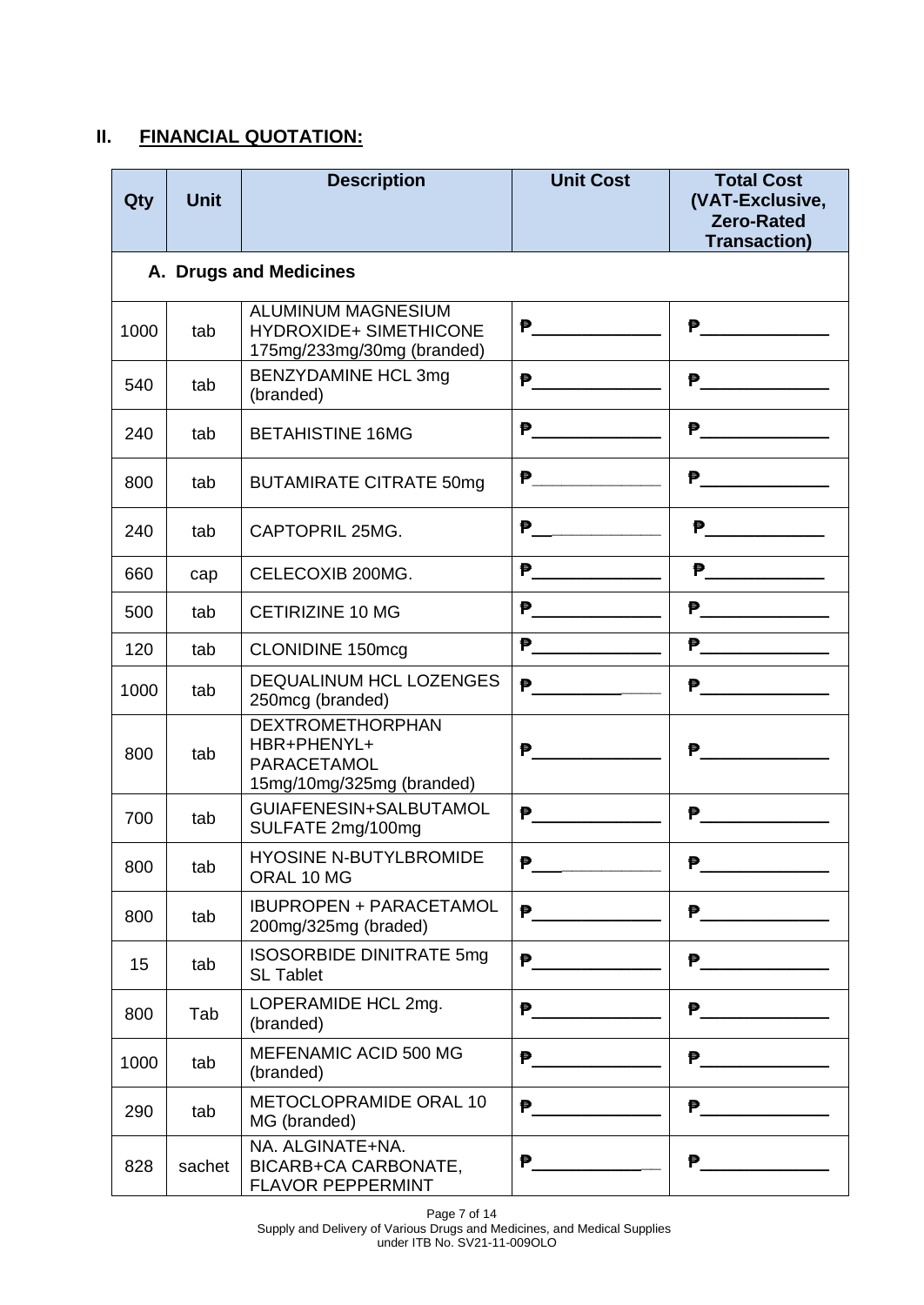## II. FINANCIAL QUOTATION:

| Qty | Unit | Description | Unit Cost | Total Cost (VAT-Exclusive, Zero-Rated Transaction) |
|---|---|---|---|---|
| | | **A. Drugs and Medicines** | | |
| 1000 | tab | ALUMINUM MAGNESIUM HYDROXIDE+ SIMETHICONE 175mg/233mg/30mg (branded) | ₱____________ | ₱____________ |
| 540 | tab | BENZYDAMINE HCL 3mg (branded) | ₱____________ | ₱____________ |
| 240 | tab | BETAHISTINE 16MG | ₱____________ | ₱____________ |
| 800 | tab | BUTAMIRATE CITRATE 50mg | ₱____________ | ₱____________ |
| 240 | tab | CAPTOPRIL 25MG. | ₱____________ | ₱____________ |
| 660 | cap | CELECOXIB 200MG. | ₱____________ | ₱____________ |
| 500 | tab | CETIRIZINE 10 MG | ₱____________ | ₱____________ |
| 120 | tab | CLONIDINE 150mcg | ₱____________ | ₱____________ |
| 1000 | tab | DEQUALINUM HCL LOZENGES 250mcg (branded) | ₱____________ | ₱____________ |
| 800 | tab | DEXTROMETHORPHAN HBR+PHENYL+ PARACETAMOL 15mg/10mg/325mg (branded) | ₱____________ | ₱____________ |
| 700 | tab | GUIAFENESIN+SALBUTAMOL SULFATE 2mg/100mg | ₱____________ | ₱____________ |
| 800 | tab | HYOSINE N-BUTYLBROMIDE ORAL 10 MG | ₱____________ | ₱____________ |
| 800 | tab | IBUPROPEN + PARACETAMOL 200mg/325mg (braded) | ₱____________ | ₱____________ |
| 15 | tab | ISOSORBIDE DINITRATE 5mg SL Tablet | ₱____________ | ₱____________ |
| 800 | Tab | LOPERAMIDE HCL 2mg. (branded) | ₱____________ | ₱____________ |
| 1000 | tab | MEFENAMIC ACID 500 MG (branded) | ₱____________ | ₱____________ |
| 290 | tab | METOCLOPRAMIDE ORAL 10 MG (branded) | ₱____________ | ₱____________ |
| 828 | sachet | NA. ALGINATE+NA. BICARB+CA CARBONATE, FLAVOR PEPPERMINT | ₱____________ | ₱____________ |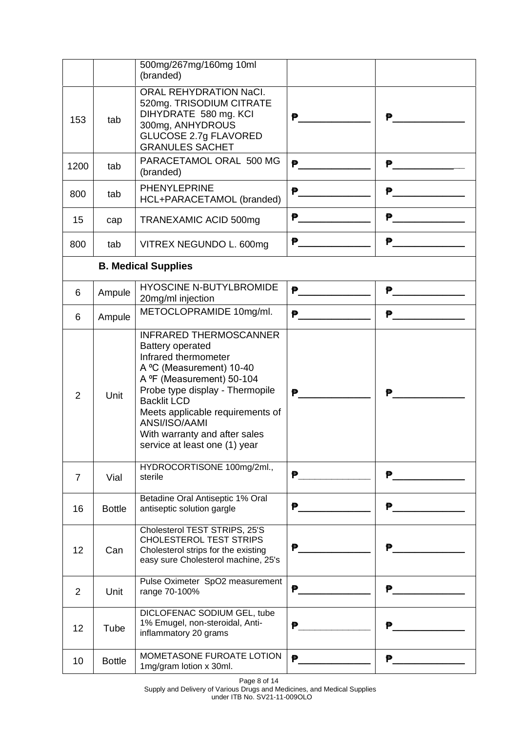| | | | | |
|---|---|---|---|---|
| | | 500mg/267mg/160mg 10ml (branded) | | |
| 153 | tab | ORAL REHYDRATION NaCl. 520mg. TRISODIUM CITRATE DIHYDRATE 580 mg. KCl 300mg, ANHYDROUS GLUCOSE 2.7g FLAVORED GRANULES SACHET | ₱____________ | ₱____________ |
| 1200 | tab | PARACETAMOL ORAL 500 MG (branded) | ₱____________ | ₱____________ |
| 800 | tab | PHENYLEPRINE HCL+PARACETAMOL (branded) | ₱____________ | ₱____________ |
| 15 | cap | TRANEXAMIC ACID 500mg | ₱____________ | ₱____________ |
| 800 | tab | VITREX NEGUNDO L. 600mg | ₱____________ | ₱____________ |
| | | **B. Medical Supplies** | | |
| 6 | Ampule | HYOSCINE N-BUTYLBROMIDE 20mg/ml injection | ₱____________ | ₱____________ |
| 6 | Ampule | METOCLOPRAMIDE 10mg/ml. | ₱____________ | ₱____________ |
| 2 | Unit | INFRARED THERMOSCANNER<br>Battery operated<br>Infrared thermometer<br>A ºC (Measurement) 10-40<br>A ºF (Measurement) 50-104<br>Probe type display - Thermopile<br>Backlit LCD<br>Meets applicable requirements of ANSI/ISO/AAMI<br>With warranty and after sales service at least one (1) year | ₱____________ | ₱____________ |
| 7 | Vial | HYDROCORTISONE 100mg/2ml., sterile | ₱____________ | ₱____________ |
| 16 | Bottle | Betadine Oral Antiseptic 1% Oral antiseptic solution gargle | ₱____________ | ₱____________ |
| 12 | Can | Cholesterol TEST STRIPS, 25'S CHOLESTEROL TEST STRIPS Cholesterol strips for the existing easy sure Cholesterol machine, 25's | ₱____________ | ₱____________ |
| 2 | Unit | Pulse Oximeter SpO2 measurement range 70-100% | ₱____________ | ₱____________ |
| 12 | Tube | DICLOFENAC SODIUM GEL, tube 1% Emugel, non-steroidal, Anti-inflammatory 20 grams | ₱____________ | ₱____________ |
| 10 | Bottle | MOMETASONE FUROATE LOTION 1mg/gram lotion x 30ml. | ₱____________ | ₱____________ |

Supply and Delivery of Various Drugs and Medicines, and Medical Supplies under ITB No. SV21-11-009OLO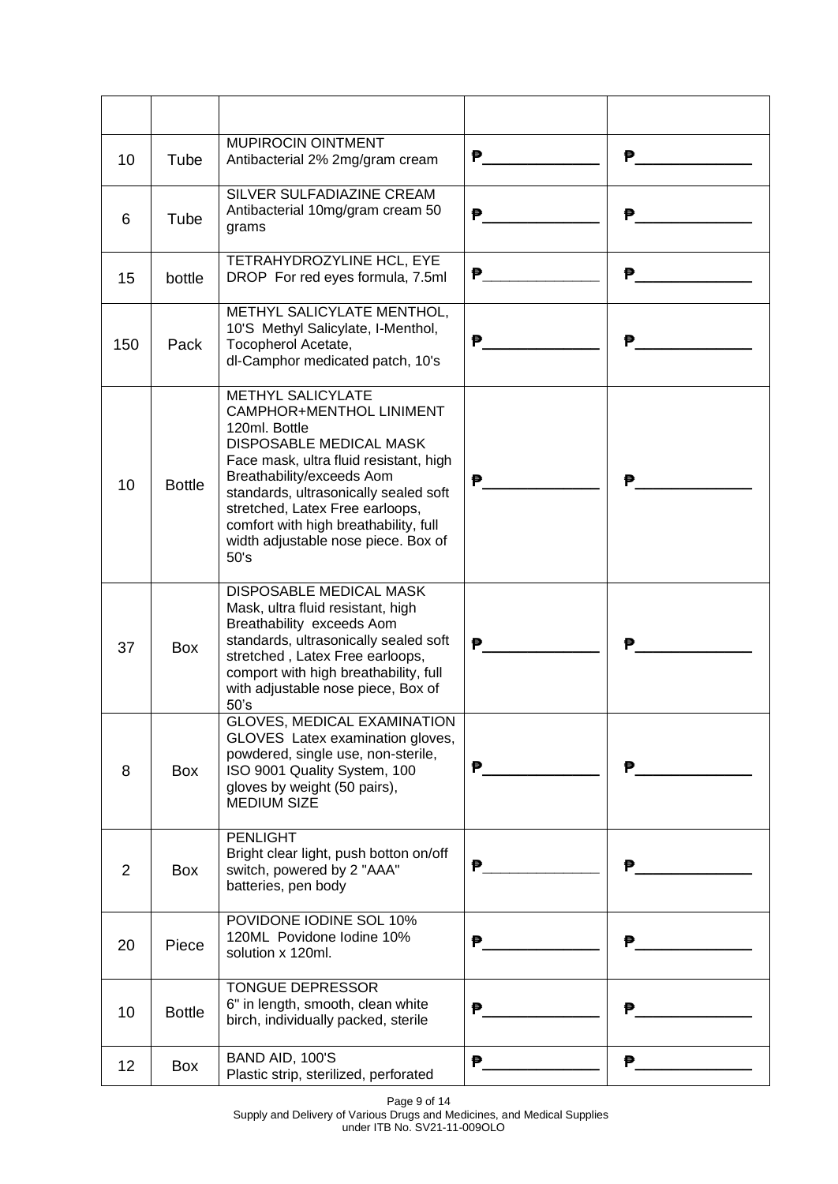| | | | | |
|---|---|---|---|---|
| 10 | Tube | MUPIROCIN OINTMENT Antibacterial 2% 2mg/gram cream | ₱____________ | ₱____________ |
| 6 | Tube | SILVER SULFADIAZINE CREAM Antibacterial 10mg/gram cream 50 grams | ₱____________ | ₱____________ |
| 15 | bottle | TETRAHYDROZYLINE HCL, EYE DROP For red eyes formula, 7.5ml | ₱____________ | ₱____________ |
| 150 | Pack | METHYL SALICYLATE MENTHOL, 10'S Methyl Salicylate, I-Menthol, Tocopherol Acetate, dl-Camphor medicated patch, 10's | ₱____________ | ₱____________ |
| 10 | Bottle | METHYL SALICYLATE CAMPHOR+MENTHOL LINIMENT 120ml. Bottle DISPOSABLE MEDICAL MASK Face mask, ultra fluid resistant, high Breathability/exceeds Aom standards, ultrasonically sealed soft stretched, Latex Free earloops, comfort with high breathability, full width adjustable nose piece. Box of 50's | ₱____________ | ₱____________ |
| 37 | Box | DISPOSABLE MEDICAL MASK Mask, ultra fluid resistant, high Breathability exceeds Aom standards, ultrasonically sealed soft stretched , Latex Free earloops, comport with high breathability, full with adjustable nose piece, Box of 50's | ₱____________ | ₱____________ |
| 8 | Box | GLOVES, MEDICAL EXAMINATION GLOVES Latex examination gloves, powdered, single use, non-sterile, ISO 9001 Quality System, 100 gloves by weight (50 pairs), MEDIUM SIZE | ₱____________ | ₱____________ |
| 2 | Box | PENLIGHT Bright clear light, push botton on/off switch, powered by 2 "AAA" batteries, pen body | ₱____________ | ₱____________ |
| 20 | Piece | POVIDONE IODINE SOL 10% 120ML Povidone Iodine 10% solution x 120ml. | ₱____________ | ₱____________ |
| 10 | Bottle | TONGUE DEPRESSOR 6" in length, smooth, clean white birch, individually packed, sterile | ₱____________ | ₱____________ |
| 12 | Box | BAND AID, 100'S Plastic strip, sterilized, perforated | ₱____________ | ₱____________ |

Supply and Delivery of Various Drugs and Medicines, and Medical Supplies under ITB No. SV21-11-009OLO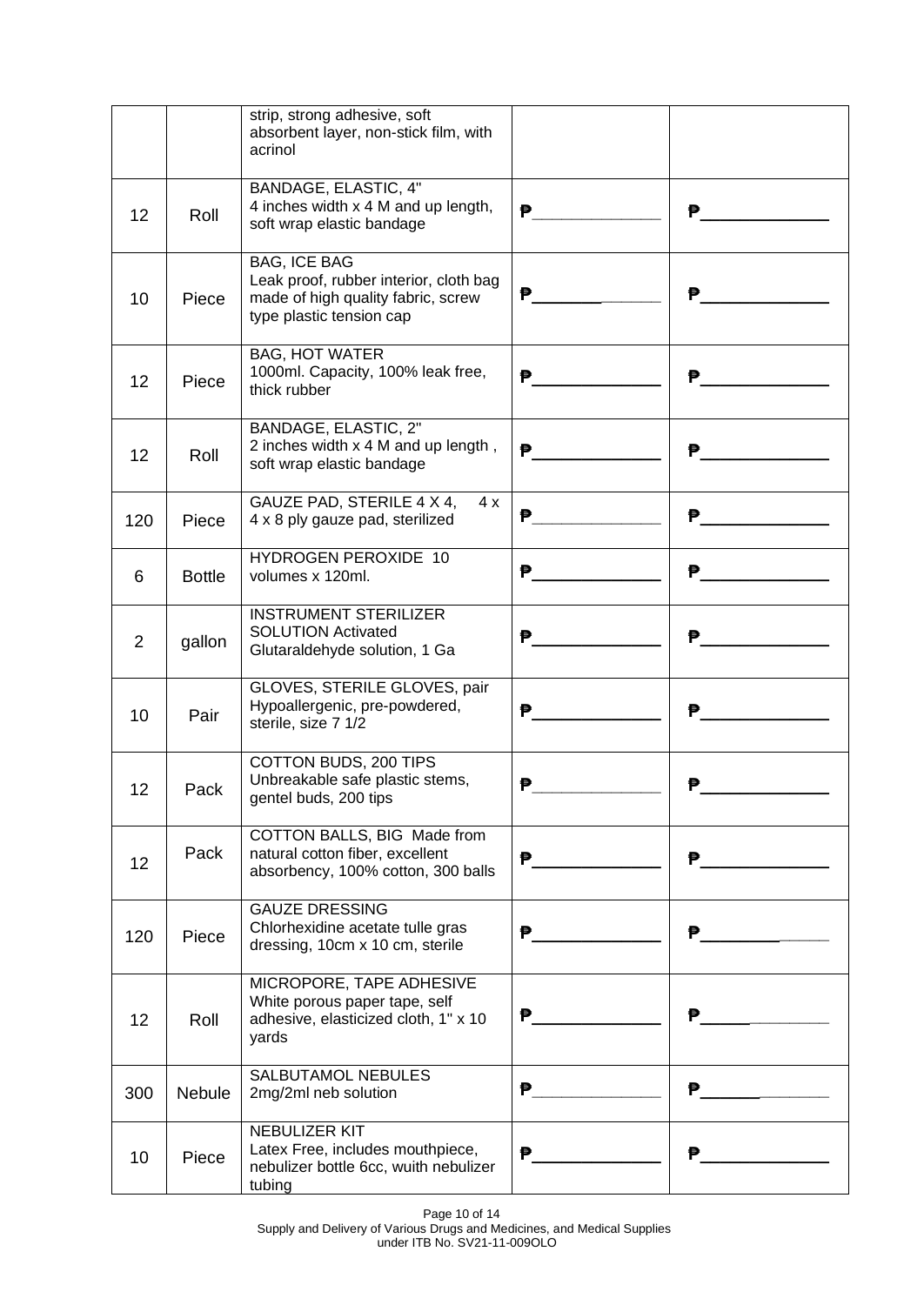| | | | | |
|---|---|---|---|---|
| | | strip, strong adhesive, soft absorbent layer, non-stick film, with acrinol | | |
| 12 | Roll | BANDAGE, ELASTIC, 4" 4 inches width x 4 M and up length, soft wrap elastic bandage | ₱_____________ | ₱_____________ |
| 10 | Piece | BAG, ICE BAG Leak proof, rubber interior, cloth bag made of high quality fabric, screw type plastic tension cap | ₱_____________ | ₱_____________ |
| 12 | Piece | BAG, HOT WATER 1000ml. Capacity, 100% leak free, thick rubber | ₱_____________ | ₱_____________ |
| 12 | Roll | BANDAGE, ELASTIC, 2" 2 inches width x 4 M and up length , soft wrap elastic bandage | ₱_____________ | ₱_____________ |
| 120 | Piece | GAUZE PAD, STERILE 4 X 4, 4 x 4 x 8 ply gauze pad, sterilized | ₱_____________ | ₱_____________ |
| 6 | Bottle | HYDROGEN PEROXIDE 10 volumes x 120ml. | ₱_____________ | ₱_____________ |
| 2 | gallon | INSTRUMENT STERILIZER SOLUTION Activated Glutaraldehyde solution, 1 Ga | ₱_____________ | ₱_____________ |
| 10 | Pair | GLOVES, STERILE GLOVES, pair Hypoallergenic, pre-powdered, sterile, size 7 1/2 | ₱_____________ | ₱_____________ |
| 12 | Pack | COTTON BUDS, 200 TIPS Unbreakable safe plastic stems, gentel buds, 200 tips | ₱_____________ | ₱_____________ |
| 12 | Pack | COTTON BALLS, BIG Made from natural cotton fiber, excellent absorbency, 100% cotton, 300 balls | ₱_____________ | ₱_____________ |
| 120 | Piece | GAUZE DRESSING Chlorhexidine acetate tulle gras dressing, 10cm x 10 cm, sterile | ₱_____________ | ₱_____________ |
| 12 | Roll | MICROPORE, TAPE ADHESIVE White porous paper tape, self adhesive, elasticized cloth, 1" x 10 yards | ₱_____________ | ₱_____________ |
| 300 | Nebule | SALBUTAMOL NEBULES 2mg/2ml neb solution | ₱_____________ | ₱_____________ |
| 10 | Piece | NEBULIZER KIT Latex Free, includes mouthpiece, nebulizer bottle 6cc, wuith nebulizer tubing | ₱_____________ | ₱_____________ |

Supply and Delivery of Various Drugs and Medicines, and Medical Supplies under ITB No. SV21-11-009OLO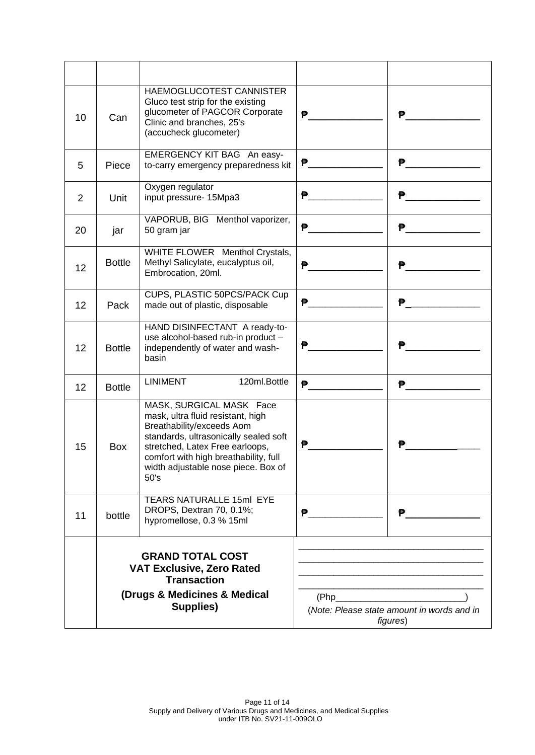| | | | | |
|---|---|---|---|---|
| 10 | Can | HAEMOGLUCOTEST CANNISTER Gluco test strip for the existing glucometer of PAGCOR Corporate Clinic and branches, 25's (accucheck glucometer) | ₱_____________ | ₱_____________ |
| 5 | Piece | EMERGENCY KIT BAG An easy-to-carry emergency preparedness kit | ₱_____________ | ₱_____________ |
| 2 | Unit | Oxygen regulator input pressure- 15Mpa3 | ₱_____________ | ₱_____________ |
| 20 | jar | VAPORUB, BIG Menthol vaporizer, 50 gram jar | ₱_____________ | ₱_____________ |
| 12 | Bottle | WHITE FLOWER Menthol Crystals, Methyl Salicylate, eucalyptus oil, Embrocation, 20ml. | ₱_____________ | ₱_____________ |
| 12 | Pack | CUPS, PLASTIC 50PCS/PACK Cup made out of plastic, disposable | ₱_____________ | ₱_____________ |
| 12 | Bottle | HAND DISINFECTANT A ready-to-use alcohol-based rub-in product – independently of water and wash-basin | ₱_____________ | ₱_____________ |
| 12 | Bottle | LINIMENT 120ml.Bottle | ₱_____________ | ₱_____________ |
| 15 | Box | MASK, SURGICAL MASK Face mask, ultra fluid resistant, high Breathability/exceeds Aom standards, ultrasonically sealed soft stretched, Latex Free earloops, comfort with high breathability, full width adjustable nose piece. Box of 50's | ₱_____________ | ₱_____________ |
| 11 | bottle | TEARS NATURALLE 15ml EYE DROPS, Dextran 70, 0.1%; hypromellose, 0.3 % 15ml | ₱_____________ | ₱_____________ |
| | **GRAND TOTAL COST VAT Exclusive, Zero Rated Transaction (Drugs & Medicines & Medical Supplies)** | | ____________________________________ ____________________________________ ____________________________________ ____________________________________ (Php_________________________) (*Note: Please state amount in words and in figures*) | |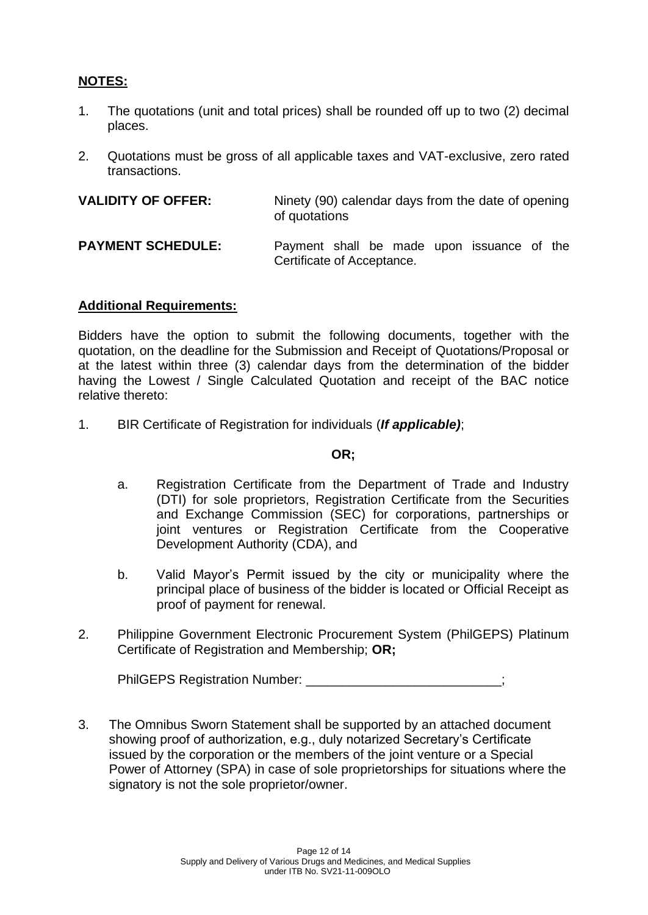**NOTES:**

1. The quotations (unit and total prices) shall be rounded off up to two (2) decimal places.

2. Quotations must be gross of all applicable taxes and VAT-exclusive, zero rated transactions.

**VALIDITY OF OFFER:** Ninety (90) calendar days from the date of opening of quotations

**PAYMENT SCHEDULE:** Payment shall be made upon issuance of the Certificate of Acceptance.

**Additional Requirements:**

Bidders have the option to submit the following documents, together with the quotation, on the deadline for the Submission and Receipt of Quotations/Proposal or at the latest within three (3) calendar days from the determination of the bidder having the Lowest / Single Calculated Quotation and receipt of the BAC notice relative thereto:

1. BIR Certificate of Registration for individuals (***If applicable)***;

   **OR;**

   a. Registration Certificate from the Department of Trade and Industry (DTI) for sole proprietors, Registration Certificate from the Securities and Exchange Commission (SEC) for corporations, partnerships or joint ventures or Registration Certificate from the Cooperative Development Authority (CDA), and

   b. Valid Mayor's Permit issued by the city or municipality where the principal place of business of the bidder is located or Official Receipt as proof of payment for renewal.

2. Philippine Government Electronic Procurement System (PhilGEPS) Platinum Certificate of Registration and Membership; **OR;**

   PhilGEPS Registration Number: ___________________________;

3. The Omnibus Sworn Statement shall be supported by an attached document showing proof of authorization, e.g., duly notarized Secretary's Certificate issued by the corporation or the members of the joint venture or a Special Power of Attorney (SPA) in case of sole proprietorships for situations where the signatory is not the sole proprietor/owner.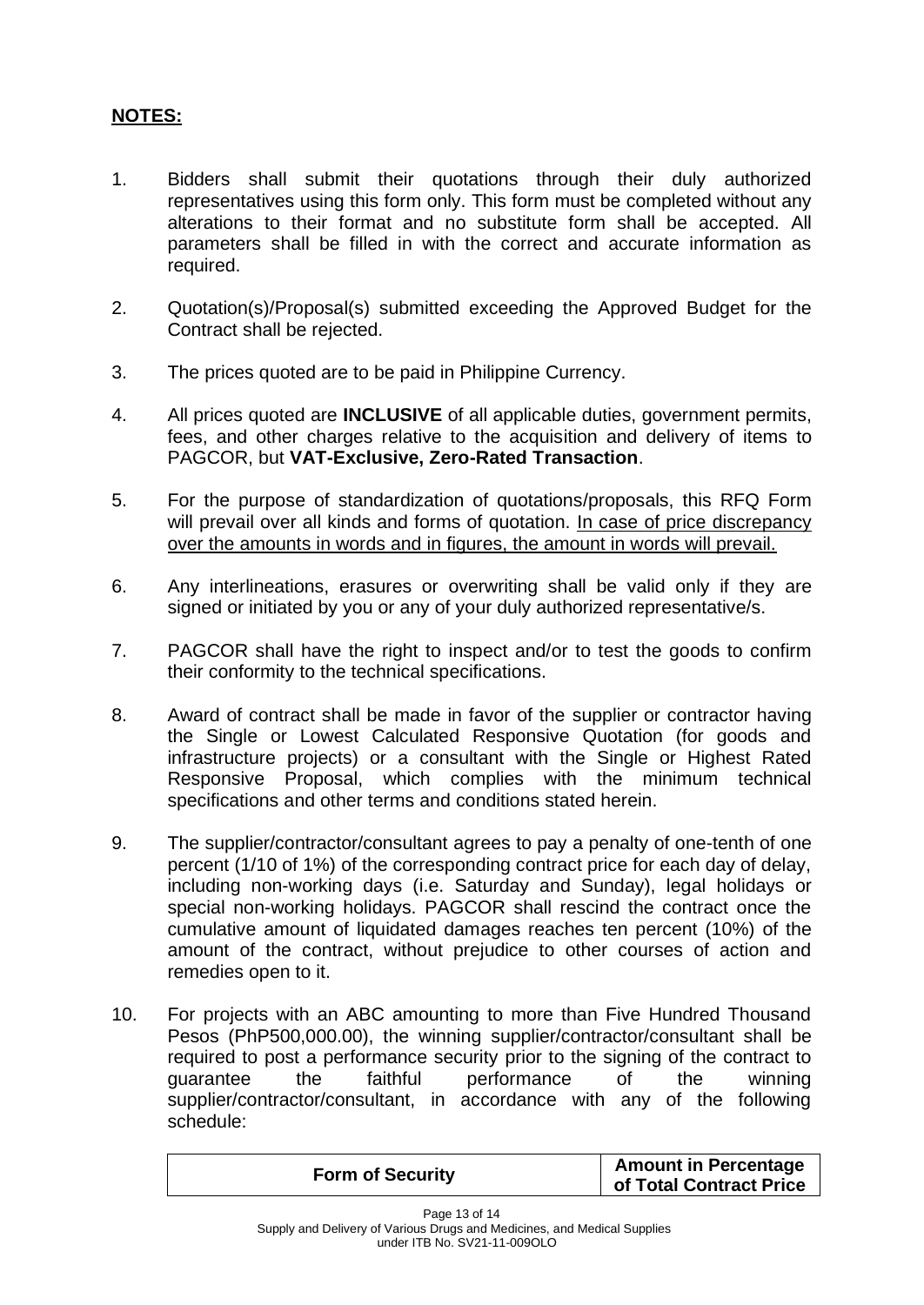**NOTES:**

1. Bidders shall submit their quotations through their duly authorized representatives using this form only. This form must be completed without any alterations to their format and no substitute form shall be accepted. All parameters shall be filled in with the correct and accurate information as required.

2. Quotation(s)/Proposal(s) submitted exceeding the Approved Budget for the Contract shall be rejected.

3. The prices quoted are to be paid in Philippine Currency.

4. All prices quoted are **INCLUSIVE** of all applicable duties, government permits, fees, and other charges relative to the acquisition and delivery of items to PAGCOR, but **VAT-Exclusive, Zero-Rated Transaction**.

5. For the purpose of standardization of quotations/proposals, this RFQ Form will prevail over all kinds and forms of quotation. <u>In case of price discrepancy over the amounts in words and in figures, the amount in words will prevail.</u>

6. Any interlineations, erasures or overwriting shall be valid only if they are signed or initiated by you or any of your duly authorized representative/s.

7. PAGCOR shall have the right to inspect and/or to test the goods to confirm their conformity to the technical specifications.

8. Award of contract shall be made in favor of the supplier or contractor having the Single or Lowest Calculated Responsive Quotation (for goods and infrastructure projects) or a consultant with the Single or Highest Rated Responsive Proposal, which complies with the minimum technical specifications and other terms and conditions stated herein.

9. The supplier/contractor/consultant agrees to pay a penalty of one-tenth of one percent (1/10 of 1%) of the corresponding contract price for each day of delay, including non-working days (i.e. Saturday and Sunday), legal holidays or special non-working holidays. PAGCOR shall rescind the contract once the cumulative amount of liquidated damages reaches ten percent (10%) of the amount of the contract, without prejudice to other courses of action and remedies open to it.

10. For projects with an ABC amounting to more than Five Hundred Thousand Pesos (PhP500,000.00), the winning supplier/contractor/consultant shall be required to post a performance security prior to the signing of the contract to guarantee the faithful performance of the winning supplier/contractor/consultant, in accordance with any of the following schedule:

| Form of Security | Amount in Percentage of Total Contract Price |
|---|---|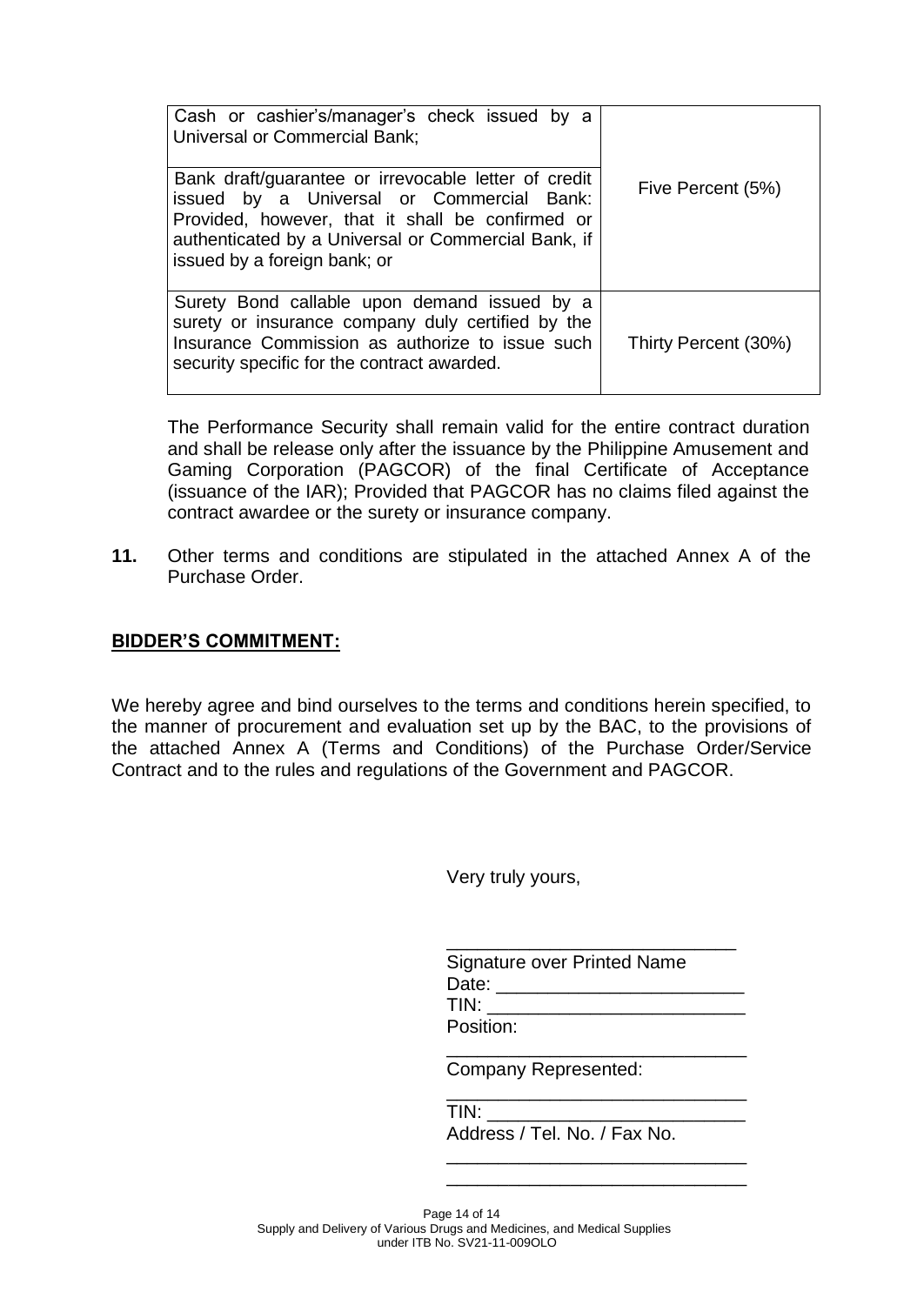| | |
|---|---|
| Cash or cashier's/manager's check issued by a Universal or Commercial Bank;<br><br>Bank draft/guarantee or irrevocable letter of credit issued by a Universal or Commercial Bank: Provided, however, that it shall be confirmed or authenticated by a Universal or Commercial Bank, if issued by a foreign bank; or | Five Percent (5%) |
| Surety Bond callable upon demand issued by a surety or insurance company duly certified by the Insurance Commission as authorize to issue such security specific for the contract awarded. | Thirty Percent (30%) |

The Performance Security shall remain valid for the entire contract duration and shall be release only after the issuance by the Philippine Amusement and Gaming Corporation (PAGCOR) of the final Certificate of Acceptance (issuance of the IAR); Provided that PAGCOR has no claims filed against the contract awardee or the surety or insurance company.

**11.** Other terms and conditions are stipulated in the attached Annex A of the Purchase Order.

## BIDDER'S COMMITMENT:

We hereby agree and bind ourselves to the terms and conditions herein specified, to the manner of procurement and evaluation set up by the BAC, to the provisions of the attached Annex A (Terms and Conditions) of the Purchase Order/Service Contract and to the rules and regulations of the Government and PAGCOR.

Very truly yours,

____________________________
Signature over Printed Name
Date: ________________________
TIN: _________________________
Position:
_____________________________
Company Represented:
_____________________________
TIN: _________________________
Address / Tel. No. / Fax No.
_____________________________
_____________________________

Supply and Delivery of Various Drugs and Medicines, and Medical Supplies under ITB No. SV21-11-009OLO